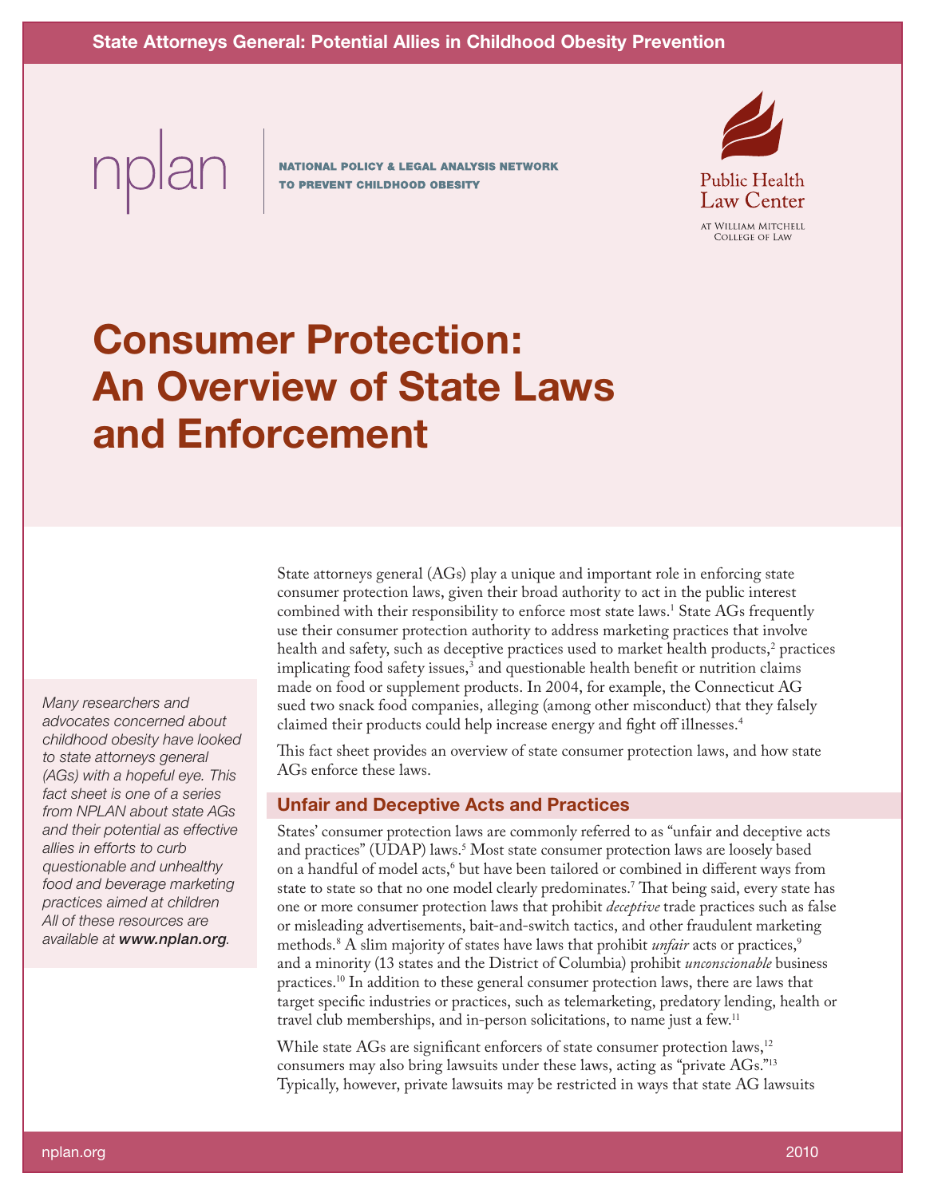State Attorneys General: Potential Allies in Childhood Obesity Prevention

nplan | NATIONAL POLICY & LEGAL ANALYSIS NETWORK TO PREVENT CHILDHOOD OBESITY

Public Health Law Center AT WILLIAM MITCHELL COLLEGE OF LAW

# Consumer Protection: An Overview of State Laws and Enforcement

*Many researchers and advocates concerned about childhood obesity have looked to state attorneys general (AGs) with a hopeful eye. This fact sheet is one of a series from NPLAN about state AGs and their potential as effective allies in efforts to curb questionable and unhealthy food and beverage marketing practices aimed at children All of these resources are available at **www.nplan.org**.*

State attorneys general (AGs) play a unique and important role in enforcing state consumer protection laws, given their broad authority to act in the public interest combined with their responsibility to enforce most state laws.[1] State AGs frequently use their consumer protection authority to address marketing practices that involve health and safety, such as deceptive practices used to market health products,[2] practices implicating food safety issues,[3] and questionable health benefit or nutrition claims made on food or supplement products. In 2004, for example, the Connecticut AG sued two snack food companies, alleging (among other misconduct) that they falsely claimed their products could help increase energy and fight off illnesses.[4]

This fact sheet provides an overview of state consumer protection laws, and how state AGs enforce these laws.

## Unfair and Deceptive Acts and Practices

States' consumer protection laws are commonly referred to as "unfair and deceptive acts and practices" (UDAP) laws.[5] Most state consumer protection laws are loosely based on a handful of model acts,[6] but have been tailored or combined in different ways from state to state so that no one model clearly predominates.[7] That being said, every state has one or more consumer protection laws that prohibit *deceptive* trade practices such as false or misleading advertisements, bait-and-switch tactics, and other fraudulent marketing methods.[8] A slim majority of states have laws that prohibit *unfair* acts or practices,[9] and a minority (13 states and the District of Columbia) prohibit *unconscionable* business practices.[10] In addition to these general consumer protection laws, there are laws that target specific industries or practices, such as telemarketing, predatory lending, health or travel club memberships, and in-person solicitations, to name just a few.[11]

While state AGs are significant enforcers of state consumer protection laws,[12] consumers may also bring lawsuits under these laws, acting as "private AGs."[13] Typically, however, private lawsuits may be restricted in ways that state AG lawsuits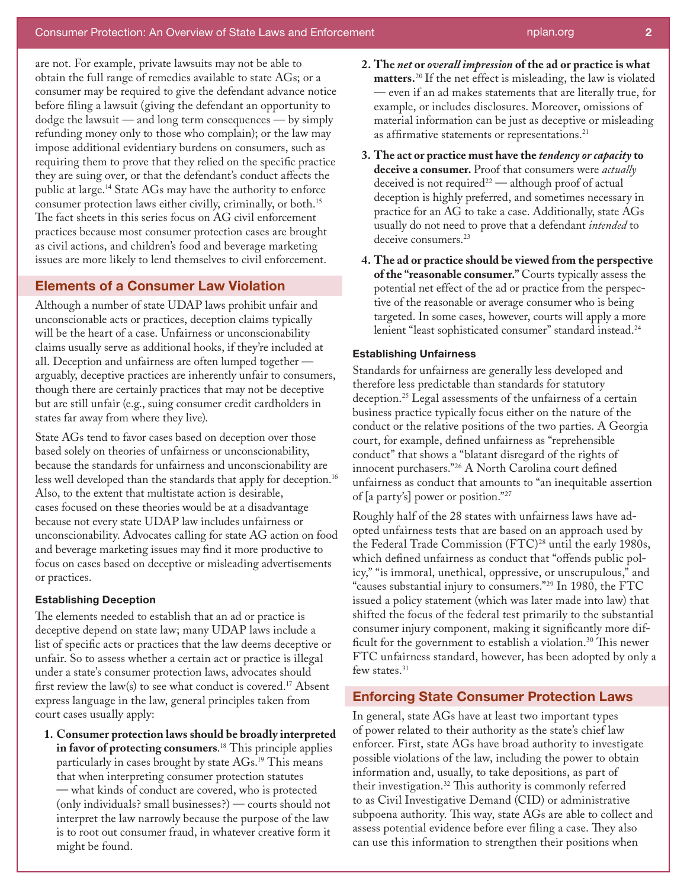are not. For example, private lawsuits may not be able to obtain the full range of remedies available to state AGs; or a consumer may be required to give the defendant advance notice before filing a lawsuit (giving the defendant an opportunity to dodge the lawsuit — and long term consequences — by simply refunding money only to those who complain); or the law may impose additional evidentiary burdens on consumers, such as requiring them to prove that they relied on the specific practice they are suing over, or that the defendant's conduct affects the public at large.[14] State AGs may have the authority to enforce consumer protection laws either civilly, criminally, or both.[15] The fact sheets in this series focus on AG civil enforcement practices because most consumer protection cases are brought as civil actions, and children's food and beverage marketing issues are more likely to lend themselves to civil enforcement.

## Elements of a Consumer Law Violation

Although a number of state UDAP laws prohibit unfair and unconscionable acts or practices, deception claims typically will be the heart of a case. Unfairness or unconscionability claims usually serve as additional hooks, if they're included at all. Deception and unfairness are often lumped together — arguably, deceptive practices are inherently unfair to consumers, though there are certainly practices that may not be deceptive but are still unfair (e.g., suing consumer credit cardholders in states far away from where they live).

State AGs tend to favor cases based on deception over those based solely on theories of unfairness or unconscionability, because the standards for unfairness and unconscionability are less well developed than the standards that apply for deception.[16] Also, to the extent that multistate action is desirable, cases focused on these theories would be at a disadvantage because not every state UDAP law includes unfairness or unconscionability. Advocates calling for state AG action on food and beverage marketing issues may find it more productive to focus on cases based on deceptive or misleading advertisements or practices.

### Establishing Deception

The elements needed to establish that an ad or practice is deceptive depend on state law; many UDAP laws include a list of specific acts or practices that the law deems deceptive or unfair. So to assess whether a certain act or practice is illegal under a state's consumer protection laws, advocates should first review the law(s) to see what conduct is covered.[17] Absent express language in the law, general principles taken from court cases usually apply:

1. **Consumer protection laws should be broadly interpreted in favor of protecting consumers**.[18] This principle applies particularly in cases brought by state AGs.[19] This means that when interpreting consumer protection statutes — what kinds of conduct are covered, who is protected (only individuals? small businesses?) — courts should not interpret the law narrowly because the purpose of the law is to root out consumer fraud, in whatever creative form it might be found.
2. **The *net* or *overall impression* of the ad or practice is what matters.**[20] If the net effect is misleading, the law is violated — even if an ad makes statements that are literally true, for example, or includes disclosures. Moreover, omissions of material information can be just as deceptive or misleading as affirmative statements or representations.[21]
3. **The act or practice must have the *tendency or capacity* to deceive a consumer.** Proof that consumers were *actually* deceived is not required[22] — although proof of actual deception is highly preferred, and sometimes necessary in practice for an AG to take a case. Additionally, state AGs usually do not need to prove that a defendant *intended* to deceive consumers.[23]
4. **The ad or practice should be viewed from the perspective of the "reasonable consumer."** Courts typically assess the potential net effect of the ad or practice from the perspective of the reasonable or average consumer who is being targeted. In some cases, however, courts will apply a more lenient "least sophisticated consumer" standard instead.[24]

### Establishing Unfairness

Standards for unfairness are generally less developed and therefore less predictable than standards for statutory deception.[25] Legal assessments of the unfairness of a certain business practice typically focus either on the nature of the conduct or the relative positions of the two parties. A Georgia court, for example, defined unfairness as "reprehensible conduct" that shows a "blatant disregard of the rights of innocent purchasers."[26] A North Carolina court defined unfairness as conduct that amounts to "an inequitable assertion of [a party's] power or position."[27]

Roughly half of the 28 states with unfairness laws have adopted unfairness tests that are based on an approach used by the Federal Trade Commission (FTC)[28] until the early 1980s, which defined unfairness as conduct that "offends public policy," "is immoral, unethical, oppressive, or unscrupulous," and "causes substantial injury to consumers."[29] In 1980, the FTC issued a policy statement (which was later made into law) that shifted the focus of the federal test primarily to the substantial consumer injury component, making it significantly more difficult for the government to establish a violation.[30] This newer FTC unfairness standard, however, has been adopted by only a few states.[31]

## Enforcing State Consumer Protection Laws

In general, state AGs have at least two important types of power related to their authority as the state's chief law enforcer. First, state AGs have broad authority to investigate possible violations of the law, including the power to obtain information and, usually, to take depositions, as part of their investigation.[32] This authority is commonly referred to as Civil Investigative Demand (CID) or administrative subpoena authority. This way, state AGs are able to collect and assess potential evidence before ever filing a case. They also can use this information to strengthen their positions when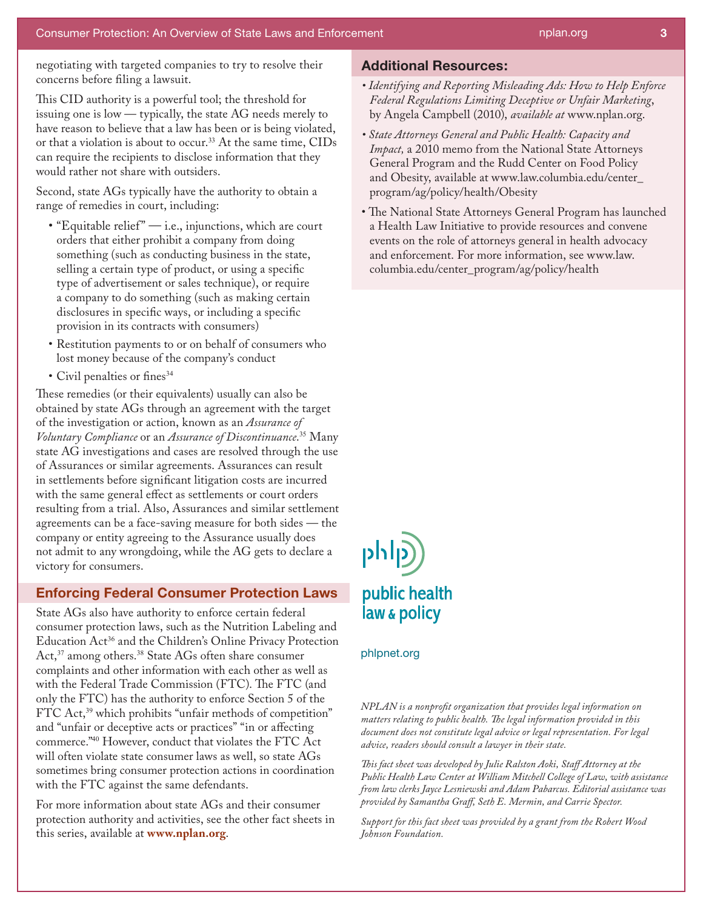negotiating with targeted companies to try to resolve their concerns before filing a lawsuit.

This CID authority is a powerful tool; the threshold for issuing one is low — typically, the state AG needs merely to have reason to believe that a law has been or is being violated, or that a violation is about to occur.[33] At the same time, CIDs can require the recipients to disclose information that they would rather not share with outsiders.

Second, state AGs typically have the authority to obtain a range of remedies in court, including:

- "Equitable relief" — i.e., injunctions, which are court orders that either prohibit a company from doing something (such as conducting business in the state, selling a certain type of product, or using a specific type of advertisement or sales technique), or require a company to do something (such as making certain disclosures in specific ways, or including a specific provision in its contracts with consumers)
- Restitution payments to or on behalf of consumers who lost money because of the company's conduct
- Civil penalties or fines[34]

These remedies (or their equivalents) usually can also be obtained by state AGs through an agreement with the target of the investigation or action, known as an *Assurance of Voluntary Compliance* or an *Assurance of Discontinuance*.[35] Many state AG investigations and cases are resolved through the use of Assurances or similar agreements. Assurances can result in settlements before significant litigation costs are incurred with the same general effect as settlements or court orders resulting from a trial. Also, Assurances and similar settlement agreements can be a face-saving measure for both sides — the company or entity agreeing to the Assurance usually does not admit to any wrongdoing, while the AG gets to declare a victory for consumers.

## Enforcing Federal Consumer Protection Laws

State AGs also have authority to enforce certain federal consumer protection laws, such as the Nutrition Labeling and Education Act[36] and the Children's Online Privacy Protection Act,[37] among others.[38] State AGs often share consumer complaints and other information with each other as well as with the Federal Trade Commission (FTC). The FTC (and only the FTC) has the authority to enforce Section 5 of the FTC Act,[39] which prohibits "unfair methods of competition" and "unfair or deceptive acts or practices" "in or affecting commerce."[40] However, conduct that violates the FTC Act will often violate state consumer laws as well, so state AGs sometimes bring consumer protection actions in coordination with the FTC against the same defendants.

For more information about state AGs and their consumer protection authority and activities, see the other fact sheets in this series, available at **www.nplan.org**.

## Additional Resources:

- *Identifying and Reporting Misleading Ads: How to Help Enforce Federal Regulations Limiting Deceptive or Unfair Marketing*, by Angela Campbell (2010), *available at* www.nplan.org.
- *State Attorneys General and Public Health: Capacity and Impact,* a 2010 memo from the National State Attorneys General Program and the Rudd Center on Food Policy and Obesity, available at www.law.columbia.edu/center_program/ag/policy/health/Obesity
- The National State Attorneys General Program has launched a Health Law Initiative to provide resources and convene events on the role of attorneys general in health advocacy and enforcement. For more information, see www.law.columbia.edu/center_program/ag/policy/health

phlp
public health law & policy

phlpnet.org

*NPLAN is a nonprofit organization that provides legal information on matters relating to public health. The legal information provided in this document does not constitute legal advice or legal representation. For legal advice, readers should consult a lawyer in their state.*

*This fact sheet was developed by Julie Ralston Aoki, Staff Attorney at the Public Health Law Center at William Mitchell College of Law, with assistance from law clerks Jayce Lesniewski and Adam Pabarcus. Editorial assistance was provided by Samantha Graff, Seth E. Mermin, and Carrie Spector.*

*Support for this fact sheet was provided by a grant from the Robert Wood Johnson Foundation.*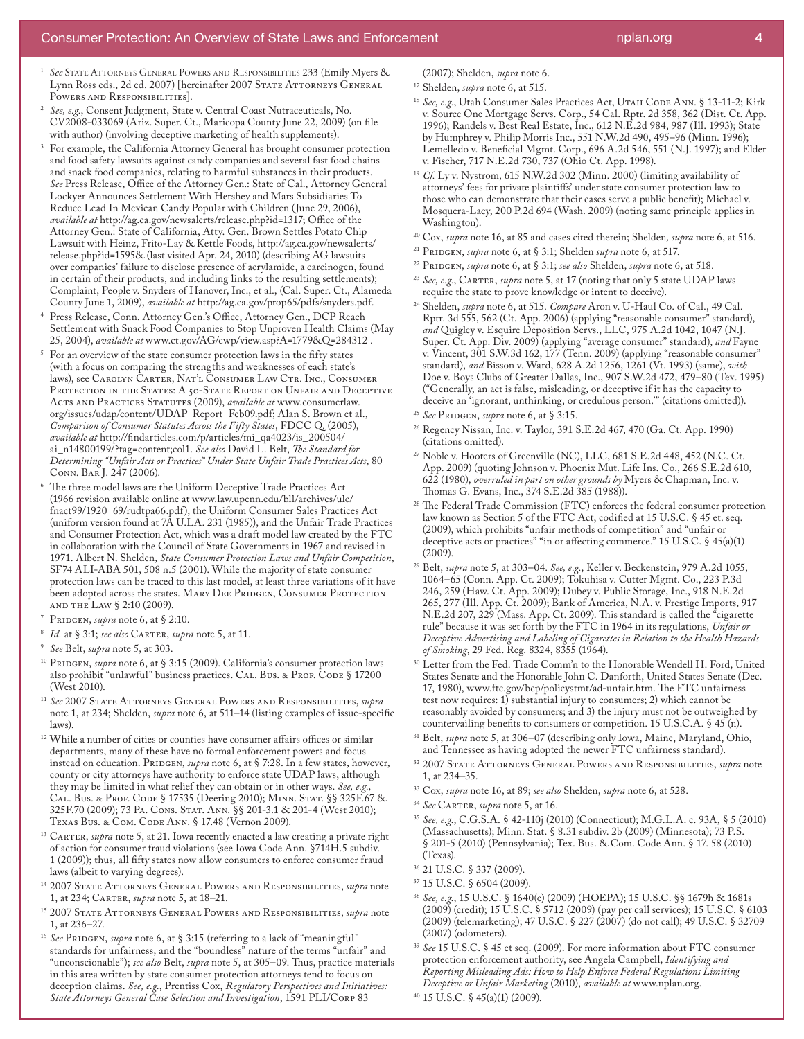[1] *See* State Attorneys General Powers and Responsibilities 233 (Emily Myers & Lynn Ross eds., 2d ed. 2007) [hereinafter 2007 State Attorneys General Powers and Responsibilities].

[2] *See, e.g.*, Consent Judgment, State v. Central Coast Nutraceuticals, No. CV2008-033069 (Ariz. Super. Ct., Maricopa County June 22, 2009) (on file with author) (involving deceptive marketing of health supplements).

[3] For example, the California Attorney General has brought consumer protection and food safety lawsuits against candy companies and several fast food chains and snack food companies, relating to harmful substances in their products. *See* Press Release, Office of the Attorney Gen.: State of Cal., Attorney General Lockyer Announces Settlement With Hershey and Mars Subsidiaries To Reduce Lead In Mexican Candy Popular with Children (June 29, 2006), *available at* http://ag.ca.gov/newsalerts/release.php?id=1317; Office of the Attorney Gen.: State of California, Atty. Gen. Brown Settles Potato Chip Lawsuit with Heinz, Frito-Lay & Kettle Foods, http://ag.ca.gov/newsalerts/release.php?id=1595& (last visited Apr. 24, 2010) (describing AG lawsuits over companies' failure to disclose presence of acrylamide, a carcinogen, found in certain of their products, and including links to the resulting settlements); Complaint, People v. Snyders of Hanover, Inc., et al., (Cal. Super. Ct., Alameda County June 1, 2009), *available at* http://ag.ca.gov/prop65/pdfs/snyders.pdf.

[4] Press Release, Conn. Attorney Gen.'s Office, Attorney Gen., DCP Reach Settlement with Snack Food Companies to Stop Unproven Health Claims (May 25, 2004), *available at* www.ct.gov/AG/cwp/view.asp?A=1779&Q=284312 .

[5] For an overview of the state consumer protection laws in the fifty states (with a focus on comparing the strengths and weaknesses of each state's laws), see Carolyn Carter, Nat'l Consumer Law Ctr. Inc., Consumer Protection in the States: A 50-State Report on Unfair and Deceptive Acts and Practices Statutes (2009), *available at* www.consumerlaw.org/issues/udap/content/UDAP_Report_Feb09.pdf; Alan S. Brown et al., *Comparison of Consumer Statutes Across the Fifty States*, FDCC Q. (2005), *available at* http://findarticles.com/p/articles/mi_qa4023/is_200504/ai_n14800199/?tag=content;col1. *See also* David L. Belt, *The Standard for Determining "Unfair Acts or Practices" Under State Unfair Trade Practices Acts*, 80 Conn. Bar J. 247 (2006).

[6] The three model laws are the Uniform Deceptive Trade Practices Act (1966 revision available online at www.law.upenn.edu/bll/archives/ulc/fnact99/1920_69/rudtpa66.pdf), the Uniform Consumer Sales Practices Act (uniform version found at 7A U.L.A. 231 (1985)), and the Unfair Trade Practices and Consumer Protection Act, which was a draft model law created by the FTC in collaboration with the Council of State Governments in 1967 and revised in 1971. Albert N. Shelden, *State Consumer Protection Laws and Unfair Competition*, SF74 ALI-ABA 501, 508 n.5 (2001). While the majority of state consumer protection laws can be traced to this last model, at least three variations of it have been adopted across the states. Mary Dee Pridgen, Consumer Protection and the Law § 2:10 (2009).

[7] Pridgen, *supra* note 6, at § 2:10.

[8] *Id.* at § 3:1; *see also* Carter, *supra* note 5, at 11.

[9] *See* Belt, *supra* note 5, at 303.

[10] Pridgen, *supra* note 6, at § 3:15 (2009). California's consumer protection laws also prohibit "unlawful" business practices. Cal. Bus. & Prof. Code § 17200 (West 2010).

[11] *See* 2007 State Attorneys General Powers and Responsibilities, *supra* note 1, at 234; Shelden, *supra* note 6, at 511–14 (listing examples of issue-specific laws).

[12] While a number of cities or counties have consumer affairs offices or similar departments, many of these have no formal enforcement powers and focus instead on education. Pridgen, *supra* note 6, at § 7:28. In a few states, however, county or city attorneys have authority to enforce state UDAP laws, although they may be limited in what relief they can obtain or in other ways. *See, e.g.*, Cal. Bus. & Prof. Code § 17535 (Deering 2010); Minn. Stat. §§ 325F.67 & 325F.70 (2009); 73 Pa. Cons. Stat. Ann. §§ 201-3.1 & 201-4 (West 2010); Texas Bus. & Com. Code Ann. § 17.48 (Vernon 2009).

[13] Carter, *supra* note 5, at 21. Iowa recently enacted a law creating a private right of action for consumer fraud violations (see Iowa Code Ann. §714H.5 subdiv. 1 (2009)); thus, all fifty states now allow consumers to enforce consumer fraud laws (albeit to varying degrees).

[14] 2007 State Attorneys General Powers and Responsibilities, *supra* note 1, at 234; Carter, *supra* note 5, at 18–21.

[15] 2007 State Attorneys General Powers and Responsibilities, *supra* note 1, at 236–27.

[16] *See* Pridgen, *supra* note 6, at § 3:15 (referring to a lack of "meaningful" standards for unfairness, and the "boundless" nature of the terms "unfair" and "unconscionable"); *see also* Belt, *supra* note 5, at 305–09. Thus, practice materials in this area written by state consumer protection attorneys tend to focus on deception claims. *See, e.g.*, Prentiss Cox, *Regulatory Perspectives and Initiatives: State Attorneys General Case Selection and Investigation*, 1591 PLI/Corp 83 (2007); Shelden, *supra* note 6.

[17] Shelden, *supra* note 6, at 515.

[18] *See, e.g.*, Utah Consumer Sales Practices Act, Utah Code Ann. § 13-11-2; Kirk v. Source One Mortgage Servs. Corp., 54 Cal. Rptr. 2d 358, 362 (Dist. Ct. App. 1996); Randels v. Best Real Estate, Inc., 612 N.E.2d 984, 987 (Ill. 1993); State by Humphrey v. Philip Morris Inc., 551 N.W.2d 490, 495–96 (Minn. 1996); Lemelledo v. Beneficial Mgmt. Corp., 696 A.2d 546, 551 (N.J. 1997); and Elder v. Fischer, 717 N.E.2d 730, 737 (Ohio Ct. App. 1998).

[19] *Cf.* Ly v. Nystrom, 615 N.W.2d 302 (Minn. 2000) (limiting availability of attorneys' fees for private plaintiffs' under state consumer protection law to those who can demonstrate that their cases serve a public benefit); Michael v. Mosquera-Lacy, 200 P.2d 694 (Wash. 2009) (noting same principle applies in Washington).

[20] Cox, *supra* note 16, at 85 and cases cited therein; Shelden, *supra* note 6, at 516.

[21] Pridgen, *supra* note 6, at § 3:1; Shelden *supra* note 6, at 517.

[22] Pridgen, *supra* note 6, at § 3:1; *see also* Shelden, *supra* note 6, at 518.

[23] *See, e.g.*, Carter, *supra* note 5, at 17 (noting that only 5 state UDAP laws require the state to prove knowledge or intent to deceive).

[24] Shelden, *supra* note 6, at 515. *Compare* Aron v. U-Haul Co. of Cal., 49 Cal. Rptr. 3d 555, 562 (Ct. App. 2006) (applying "reasonable consumer" standard), *and* Quigley v. Esquire Deposition Servs., LLC, 975 A.2d 1042, 1047 (N.J. Super. Ct. App. Div. 2009) (applying "average consumer" standard), *and* Fayne v. Vincent, 301 S.W.3d 162, 177 (Tenn. 2009) (applying "reasonable consumer" standard), *and* Bisson v. Ward, 628 A.2d 1256, 1261 (Vt. 1993) (same), *with* Doe v. Boys Clubs of Greater Dallas, Inc., 907 S.W.2d 472, 479–80 (Tex. 1995) ("Generally, an act is false, misleading, or deceptive if it has the capacity to deceive an 'ignorant, unthinking, or credulous person.'" (citations omitted)).

[25] *See* Pridgen, *supra* note 6, at § 3:15.

[26] Regency Nissan, Inc. v. Taylor, 391 S.E.2d 467, 470 (Ga. Ct. App. 1990) (citations omitted).

[27] Noble v. Hooters of Greenville (NC), LLC, 681 S.E.2d 448, 452 (N.C. Ct. App. 2009) (quoting Johnson v. Phoenix Mut. Life Ins. Co., 266 S.E.2d 610, 622 (1980), *overruled in part on other grounds by* Myers & Chapman, Inc. v. Thomas G. Evans, Inc., 374 S.E.2d 385 (1988)).

[28] The Federal Trade Commission (FTC) enforces the federal consumer protection law known as Section 5 of the FTC Act, codified at 15 U.S.C. § 45 et. seq. (2009), which prohibits "unfair methods of competition" and "unfair or deceptive acts or practices" "in or affecting commerce." 15 U.S.C. § 45(a)(1) (2009).

[29] Belt, *supra* note 5, at 303–04. *See, e.g.*, Keller v. Beckenstein, 979 A.2d 1055, 1064–65 (Conn. App. Ct. 2009); Tokuhisa v. Cutter Mgmt. Co., 223 P.3d 246, 259 (Haw. Ct. App. 2009); Dubey v. Public Storage, Inc., 918 N.E.2d 265, 277 (Ill. App. Ct. 2009); Bank of America, N.A. v. Prestige Imports, 917 N.E.2d 207, 229 (Mass. App. Ct. 2009). This standard is called the "cigarette rule" because it was set forth by the FTC in 1964 in its regulations, *Unfair or Deceptive Advertising and Labeling of Cigarettes in Relation to the Health Hazards of Smoking*, 29 Fed. Reg. 8324, 8355 (1964).

[30] Letter from the Fed. Trade Comm'n to the Honorable Wendell H. Ford, United States Senate and the Honorable John C. Danforth, United States Senate (Dec. 17, 1980), www.ftc.gov/bcp/policystmt/ad-unfair.htm. The FTC unfairness test now requires: 1) substantial injury to consumers; 2) which cannot be reasonably avoided by consumers; and 3) the injury must not be outweighed by countervailing benefits to consumers or competition. 15 U.S.C.A. § 45 (n).

[31] Belt, *supra* note 5, at 306–07 (describing only Iowa, Maine, Maryland, Ohio, and Tennessee as having adopted the newer FTC unfairness standard).

[32] 2007 State Attorneys General Powers and Responsibilities, *supra* note 1, at 234–35.

[33] Cox, *supra* note 16, at 89; *see also* Shelden, *supra* note 6, at 528.

[34] *See* Carter, *supra* note 5, at 16.

[35] *See, e.g.*, C.G.S.A. § 42-110j (2010) (Connecticut); M.G.L.A. c. 93A, § 5 (2010) (Massachusetts); Minn. Stat. § 8.31 subdiv. 2b (2009) (Minnesota); 73 P.S. § 201-5 (2010) (Pennsylvania); Tex. Bus. & Com. Code Ann. § 17. 58 (2010) (Texas).

[36] 21 U.S.C. § 337 (2009).

[37] 15 U.S.C. § 6504 (2009).

[38] *See, e.g.*, 15 U.S.C. § 1640(e) (2009) (HOEPA); 15 U.S.C. §§ 1679h & 1681s (2009) (credit); 15 U.S.C. § 5712 (2009) (pay per call services); 15 U.S.C. § 6103 (2009) (telemarketing); 47 U.S.C. § 227 (2007) (do not call); 49 U.S.C. § 32709 (2007) (odometers).

[39] *See* 15 U.S.C. § 45 et seq. (2009). For more information about FTC consumer protection enforcement authority, see Angela Campbell, *Identifying and Reporting Misleading Ads: How to Help Enforce Federal Regulations Limiting Deceptive or Unfair Marketing* (2010), *available at* www.nplan.org.

[40] 15 U.S.C. § 45(a)(1) (2009).